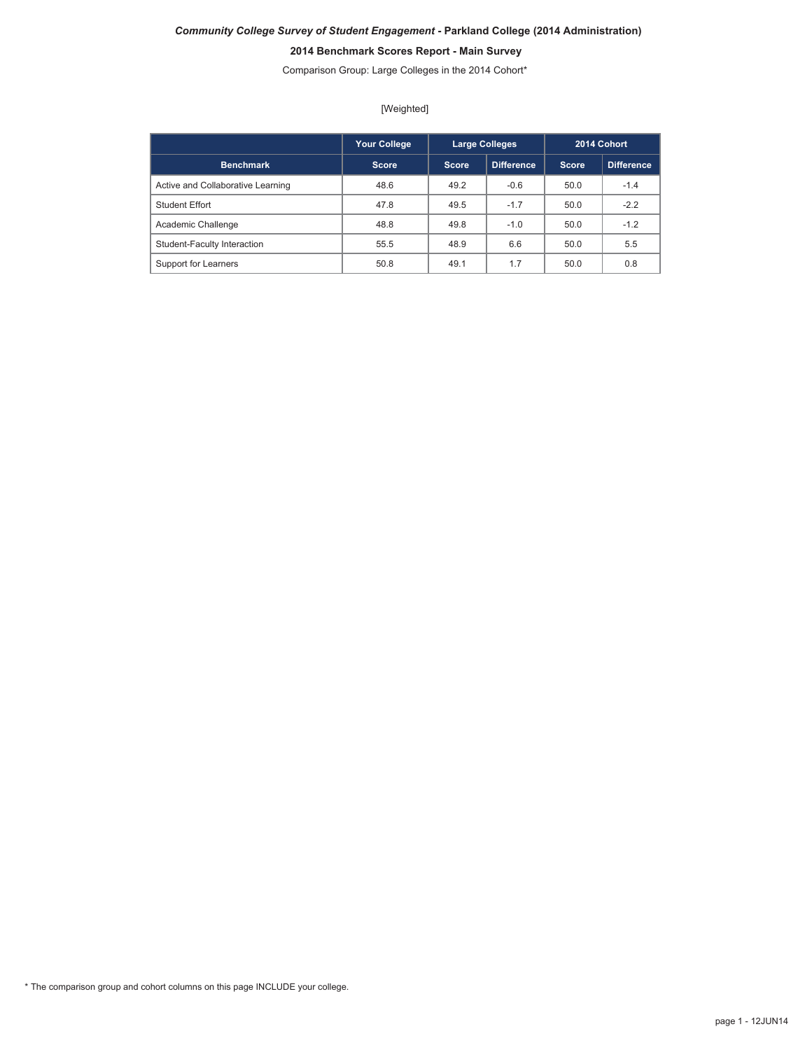***Community College Survey of Student Engagement*** **- Parkland College (2014 Administration)**

**2014 Benchmark Scores Report - Main Survey**

Comparison Group: Large Colleges in the 2014 Cohort*

[Weighted]

| | Your College | Large Colleges | | 2014 Cohort | |
|---|---|---|---|---|---|
| **Benchmark** | **Score** | **Score** | **Difference** | **Score** | **Difference** |
| Active and Collaborative Learning | 48.6 | 49.2 | -0.6 | 50.0 | -1.4 |
| Student Effort | 47.8 | 49.5 | -1.7 | 50.0 | -2.2 |
| Academic Challenge | 48.8 | 49.8 | -1.0 | 50.0 | -1.2 |
| Student-Faculty Interaction | 55.5 | 48.9 | 6.6 | 50.0 | 5.5 |
| Support for Learners | 50.8 | 49.1 | 1.7 | 50.0 | 0.8 |

* The comparison group and cohort columns on this page INCLUDE your college.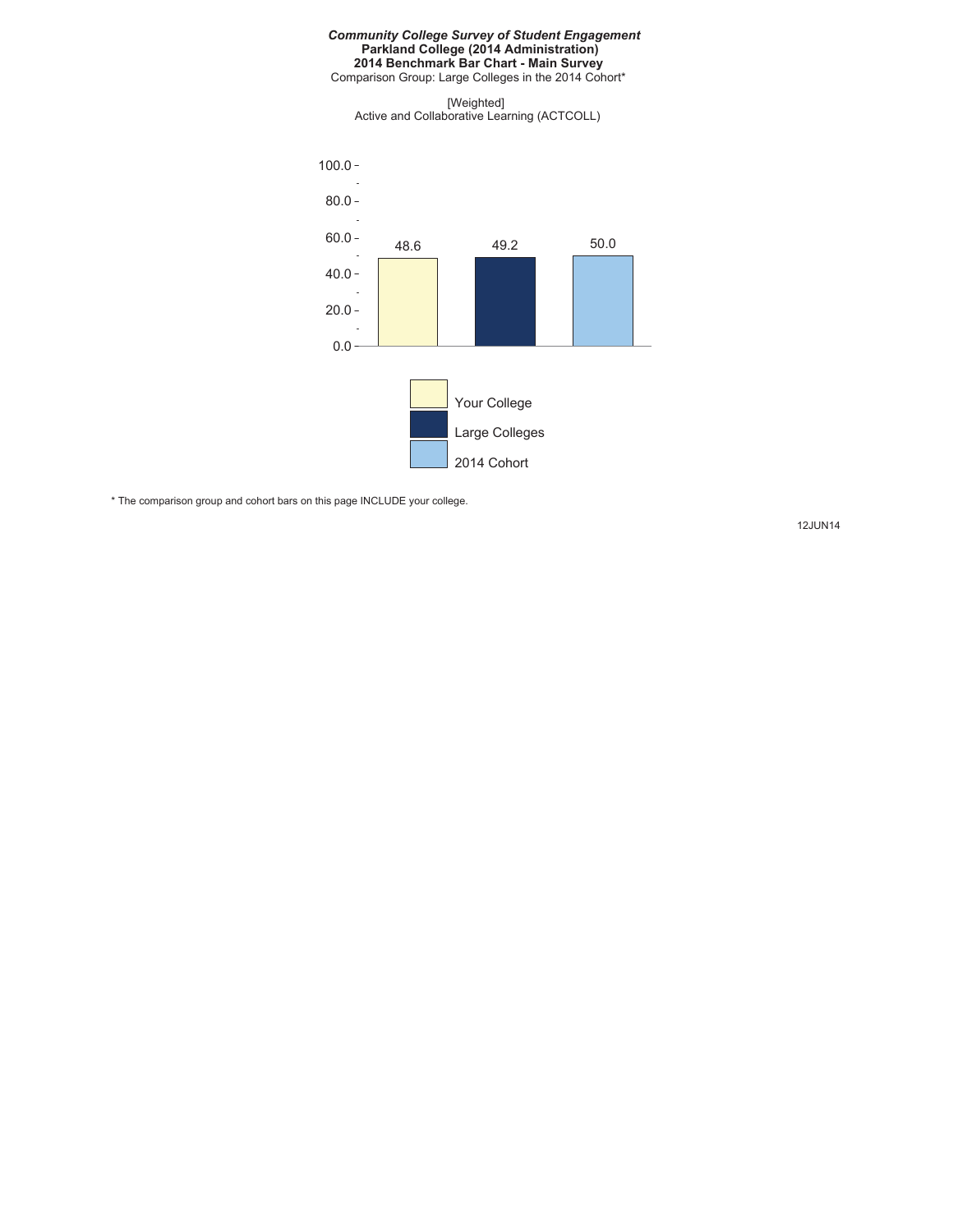***Community College Survey of Student Engagement***
**Parkland College (2014 Administration)**
**2014 Benchmark Bar Chart - Main Survey**
Comparison Group: Large Colleges in the 2014 Cohort*

[Weighted]
Active and Collaborative Learning (ACTCOLL)

| Your College | Large Colleges | 2014 Cohort |
|---|---|---|
| 48.6 | 49.2 | 50.0 |

* The comparison group and cohort bars on this page INCLUDE your college.

12JUN14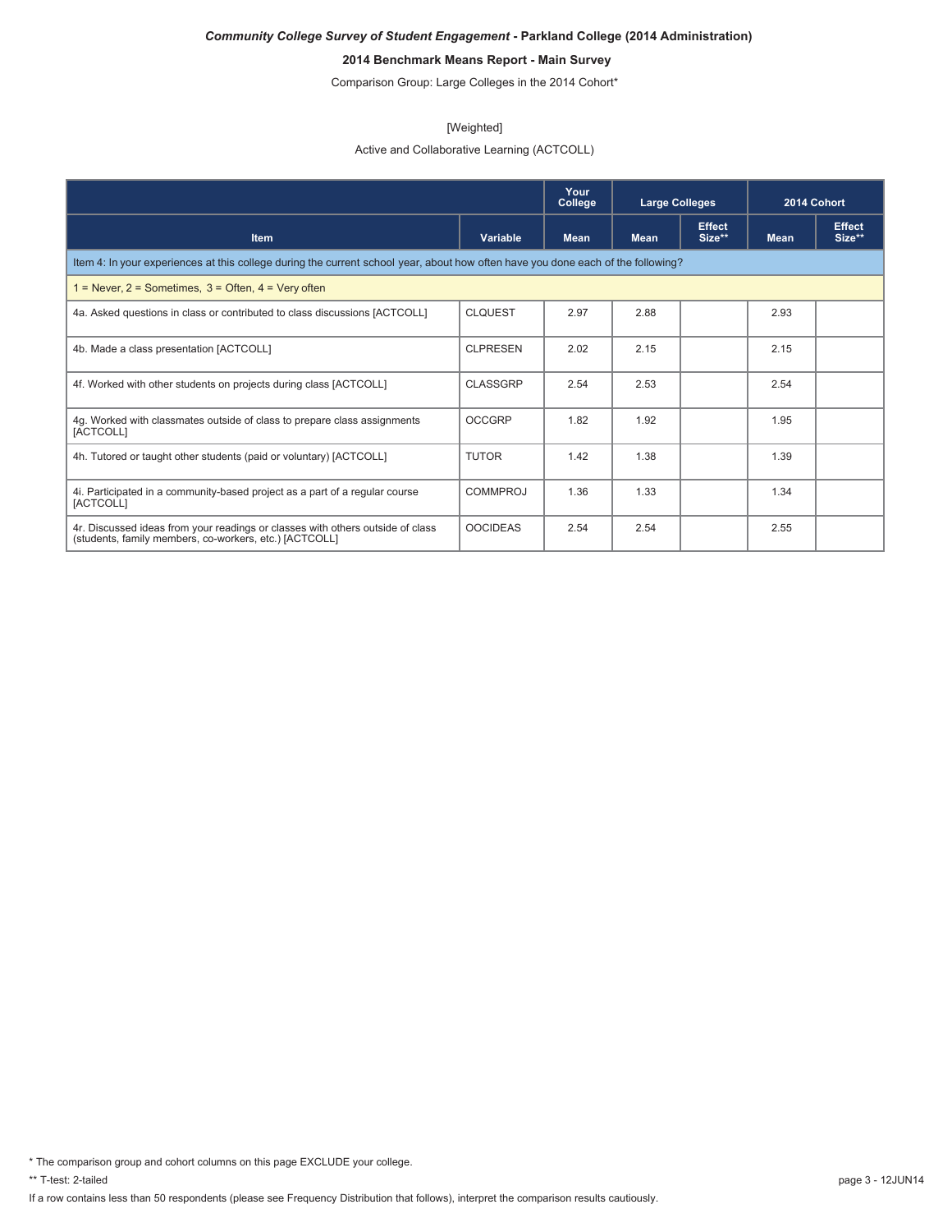***Community College Survey of Student Engagement*** **- Parkland College (2014 Administration)**

**2014 Benchmark Means Report - Main Survey**

Comparison Group: Large Colleges in the 2014 Cohort*

[Weighted]

Active and Collaborative Learning (ACTCOLL)

| | | Your College | Large Colleges | | 2014 Cohort | |
|---|---|---|---|---|---|---|
| **Item** | **Variable** | **Mean** | **Mean** | **Effect Size**** | **Mean** | **Effect Size**** |
| Item 4: In your experiences at this college during the current school year, about how often have you done each of the following? | | | | | | |
| 1 = Never, 2 = Sometimes, 3 = Often, 4 = Very often | | | | | | |
| 4a. Asked questions in class or contributed to class discussions [ACTCOLL] | CLQUEST | 2.97 | 2.88 | | 2.93 | |
| 4b. Made a class presentation [ACTCOLL] | CLPRESEN | 2.02 | 2.15 | | 2.15 | |
| 4f. Worked with other students on projects during class [ACTCOLL] | CLASSGRP | 2.54 | 2.53 | | 2.54 | |
| 4g. Worked with classmates outside of class to prepare class assignments [ACTCOLL] | OCCGRP | 1.82 | 1.92 | | 1.95 | |
| 4h. Tutored or taught other students (paid or voluntary) [ACTCOLL] | TUTOR | 1.42 | 1.38 | | 1.39 | |
| 4i. Participated in a community-based project as a part of a regular course [ACTCOLL] | COMMPROJ | 1.36 | 1.33 | | 1.34 | |
| 4r. Discussed ideas from your readings or classes with others outside of class (students, family members, co-workers, etc.) [ACTCOLL] | OOCIDEAS | 2.54 | 2.54 | | 2.55 | |

* The comparison group and cohort columns on this page EXCLUDE your college.

** T-test: 2-tailed

If a row contains less than 50 respondents (please see Frequency Distribution that follows), interpret the comparison results cautiously.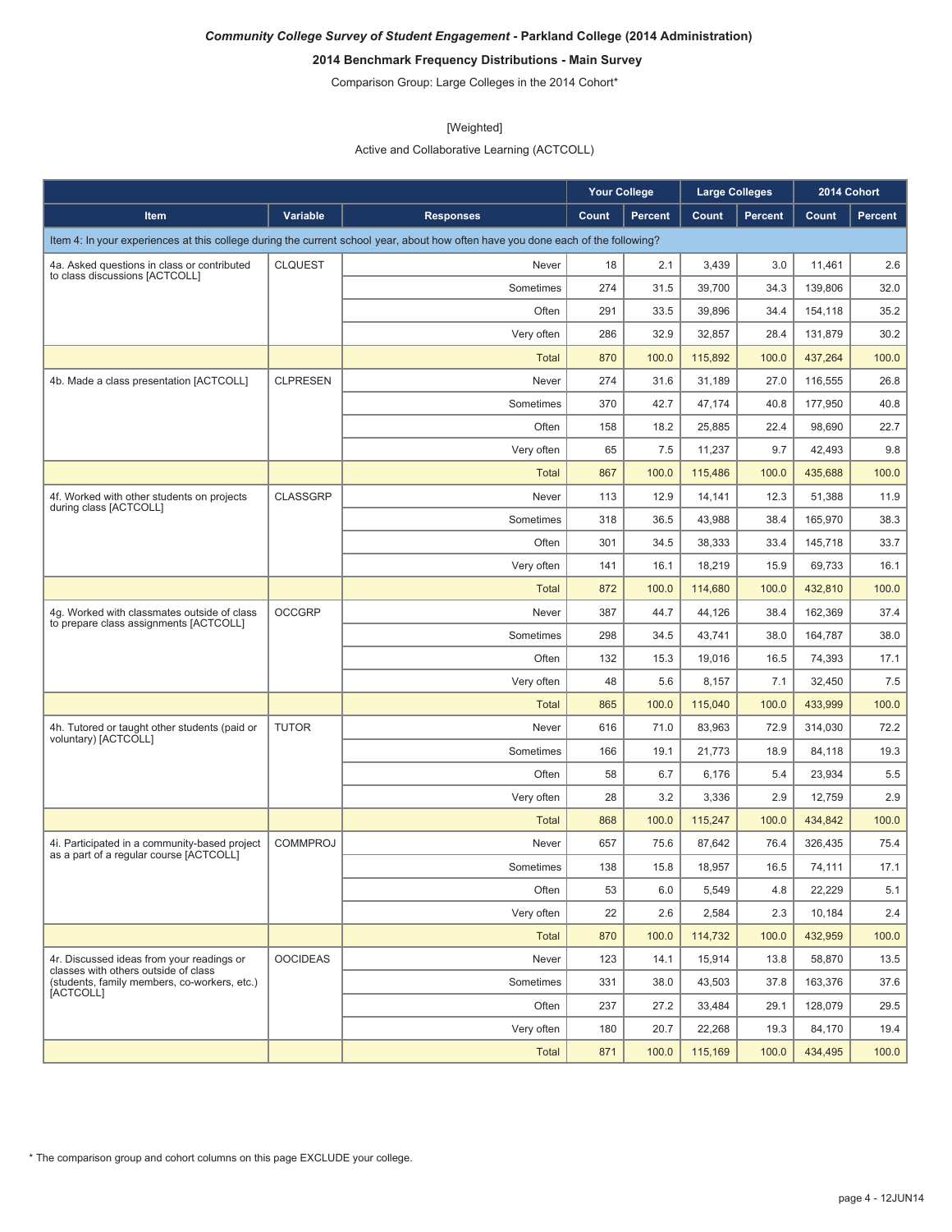***Community College Survey of Student Engagement* - Parkland College (2014 Administration)**

**2014 Benchmark Frequency Distributions - Main Survey**

Comparison Group: Large Colleges in the 2014 Cohort*

[Weighted]

Active and Collaborative Learning (ACTCOLL)

| | | | Your College | | Large Colleges | | 2014 Cohort | |
|---|---|---|---|---|---|---|---|---|
| **Item** | **Variable** | **Responses** | **Count** | **Percent** | **Count** | **Percent** | **Count** | **Percent** |
| Item 4: In your experiences at this college during the current school year, about how often have you done each of the following? | | | | | | | | |
| 4a. Asked questions in class or contributed to class discussions [ACTCOLL] | CLQUEST | Never | 18 | 2.1 | 3,439 | 3.0 | 11,461 | 2.6 |
| | | Sometimes | 274 | 31.5 | 39,700 | 34.3 | 139,806 | 32.0 |
| | | Often | 291 | 33.5 | 39,896 | 34.4 | 154,118 | 35.2 |
| | | Very often | 286 | 32.9 | 32,857 | 28.4 | 131,879 | 30.2 |
| | | Total | 870 | 100.0 | 115,892 | 100.0 | 437,264 | 100.0 |
| 4b. Made a class presentation [ACTCOLL] | CLPRESEN | Never | 274 | 31.6 | 31,189 | 27.0 | 116,555 | 26.8 |
| | | Sometimes | 370 | 42.7 | 47,174 | 40.8 | 177,950 | 40.8 |
| | | Often | 158 | 18.2 | 25,885 | 22.4 | 98,690 | 22.7 |
| | | Very often | 65 | 7.5 | 11,237 | 9.7 | 42,493 | 9.8 |
| | | Total | 867 | 100.0 | 115,486 | 100.0 | 435,688 | 100.0 |
| 4f. Worked with other students on projects during class [ACTCOLL] | CLASSGRP | Never | 113 | 12.9 | 14,141 | 12.3 | 51,388 | 11.9 |
| | | Sometimes | 318 | 36.5 | 43,988 | 38.4 | 165,970 | 38.3 |
| | | Often | 301 | 34.5 | 38,333 | 33.4 | 145,718 | 33.7 |
| | | Very often | 141 | 16.1 | 18,219 | 15.9 | 69,733 | 16.1 |
| | | Total | 872 | 100.0 | 114,680 | 100.0 | 432,810 | 100.0 |
| 4g. Worked with classmates outside of class to prepare class assignments [ACTCOLL] | OCCGRP | Never | 387 | 44.7 | 44,126 | 38.4 | 162,369 | 37.4 |
| | | Sometimes | 298 | 34.5 | 43,741 | 38.0 | 164,787 | 38.0 |
| | | Often | 132 | 15.3 | 19,016 | 16.5 | 74,393 | 17.1 |
| | | Very often | 48 | 5.6 | 8,157 | 7.1 | 32,450 | 7.5 |
| | | Total | 865 | 100.0 | 115,040 | 100.0 | 433,999 | 100.0 |
| 4h. Tutored or taught other students (paid or voluntary) [ACTCOLL] | TUTOR | Never | 616 | 71.0 | 83,963 | 72.9 | 314,030 | 72.2 |
| | | Sometimes | 166 | 19.1 | 21,773 | 18.9 | 84,118 | 19.3 |
| | | Often | 58 | 6.7 | 6,176 | 5.4 | 23,934 | 5.5 |
| | | Very often | 28 | 3.2 | 3,336 | 2.9 | 12,759 | 2.9 |
| | | Total | 868 | 100.0 | 115,247 | 100.0 | 434,842 | 100.0 |
| 4i. Participated in a community-based project as a part of a regular course [ACTCOLL] | COMMPROJ | Never | 657 | 75.6 | 87,642 | 76.4 | 326,435 | 75.4 |
| | | Sometimes | 138 | 15.8 | 18,957 | 16.5 | 74,111 | 17.1 |
| | | Often | 53 | 6.0 | 5,549 | 4.8 | 22,229 | 5.1 |
| | | Very often | 22 | 2.6 | 2,584 | 2.3 | 10,184 | 2.4 |
| | | Total | 870 | 100.0 | 114,732 | 100.0 | 432,959 | 100.0 |
| 4r. Discussed ideas from your readings or classes with others outside of class (students, family members, co-workers, etc.) [ACTCOLL] | OOCIDEAS | Never | 123 | 14.1 | 15,914 | 13.8 | 58,870 | 13.5 |
| | | Sometimes | 331 | 38.0 | 43,503 | 37.8 | 163,376 | 37.6 |
| | | Often | 237 | 27.2 | 33,484 | 29.1 | 128,079 | 29.5 |
| | | Very often | 180 | 20.7 | 22,268 | 19.3 | 84,170 | 19.4 |
| | | Total | 871 | 100.0 | 115,169 | 100.0 | 434,495 | 100.0 |

* The comparison group and cohort columns on this page EXCLUDE your college.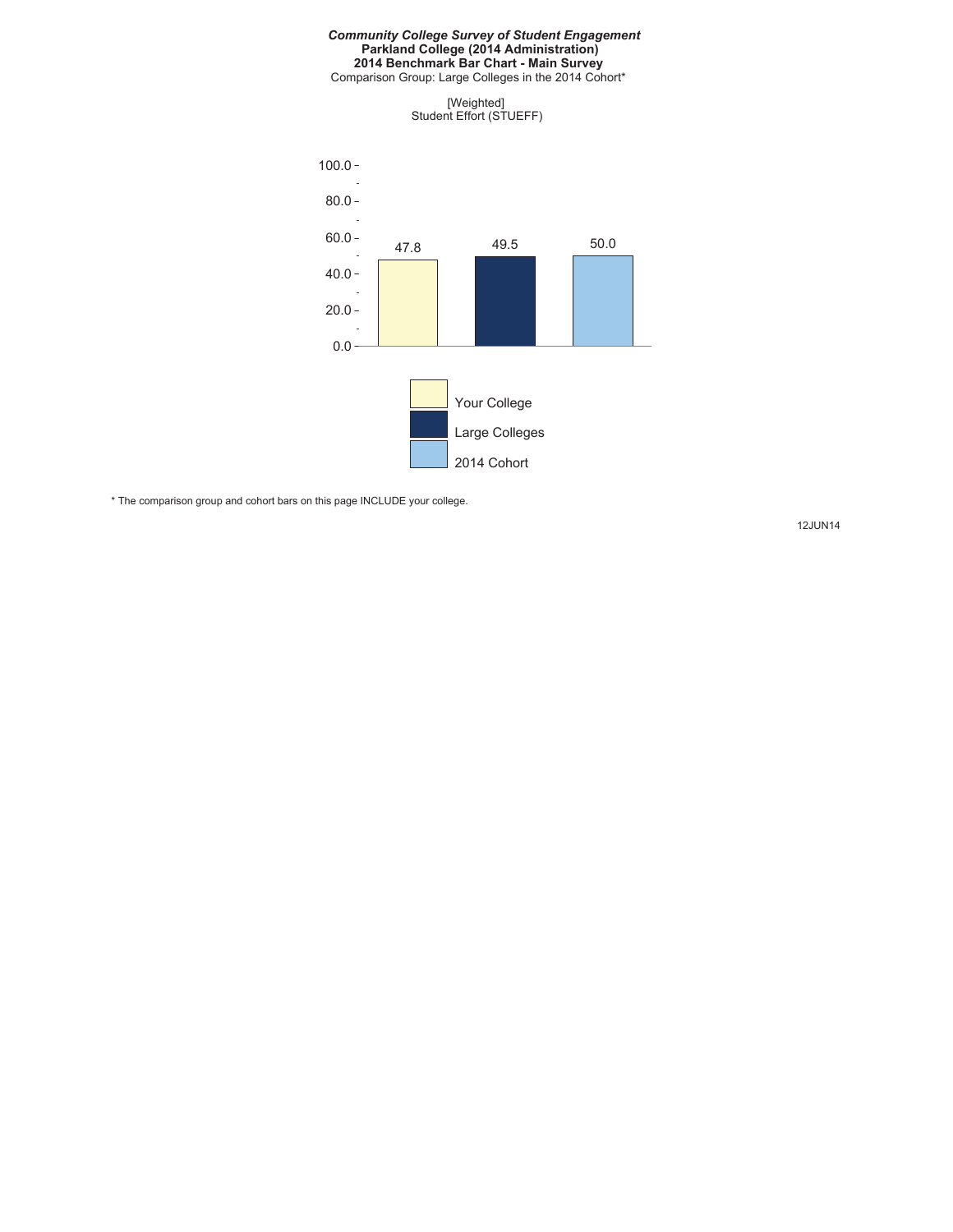***Community College Survey of Student Engagement***
**Parkland College (2014 Administration)**
**2014 Benchmark Bar Chart - Main Survey**
Comparison Group: Large Colleges in the 2014 Cohort*

[Weighted]
Student Effort (STUEFF)

| Group | Score |
|---|---|
| Your College | 47.8 |
| Large Colleges | 49.5 |
| 2014 Cohort | 50.0 |

* The comparison group and cohort bars on this page INCLUDE your college.

12JUN14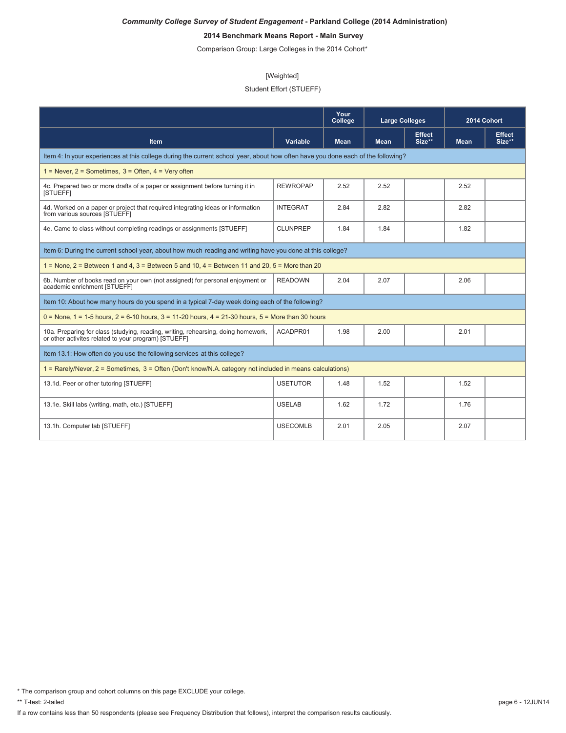***Community College Survey of Student Engagement* - Parkland College (2014 Administration)**

**2014 Benchmark Means Report - Main Survey**

Comparison Group: Large Colleges in the 2014 Cohort*

[Weighted]

Student Effort (STUEFF)

| | | Your College | Large Colleges | | 2014 Cohort | |
|---|---|---|---|---|---|---|
| **Item** | **Variable** | **Mean** | **Mean** | **Effect Size**** | **Mean** | **Effect Size**** |
| Item 4: In your experiences at this college during the current school year, about how often have you done each of the following? | | | | | | |
| 1 = Never, 2 = Sometimes, 3 = Often, 4 = Very often | | | | | | |
| 4c. Prepared two or more drafts of a paper or assignment before turning it in [STUEFF] | REWROPAP | 2.52 | 2.52 | | 2.52 | |
| 4d. Worked on a paper or project that required integrating ideas or information from various sources [STUEFF] | INTEGRAT | 2.84 | 2.82 | | 2.82 | |
| 4e. Came to class without completing readings or assignments [STUEFF] | CLUNPREP | 1.84 | 1.84 | | 1.82 | |
| Item 6: During the current school year, about how much reading and writing have you done at this college? | | | | | | |
| 1 = None, 2 = Between 1 and 4, 3 = Between 5 and 10, 4 = Between 11 and 20, 5 = More than 20 | | | | | | |
| 6b. Number of books read on your own (not assigned) for personal enjoyment or academic enrichment [STUEFF] | READOWN | 2.04 | 2.07 | | 2.06 | |
| Item 10: About how many hours do you spend in a typical 7-day week doing each of the following? | | | | | | |
| 0 = None, 1 = 1-5 hours, 2 = 6-10 hours, 3 = 11-20 hours, 4 = 21-30 hours, 5 = More than 30 hours | | | | | | |
| 10a. Preparing for class (studying, reading, writing, rehearsing, doing homework, or other activites related to your program) [STUEFF] | ACADPR01 | 1.98 | 2.00 | | 2.01 | |
| Item 13.1: How often do you use the following services at this college? | | | | | | |
| 1 = Rarely/Never, 2 = Sometimes, 3 = Often (Don't know/N.A. category not included in means calculations) | | | | | | |
| 13.1d. Peer or other tutoring [STUEFF] | USETUTOR | 1.48 | 1.52 | | 1.52 | |
| 13.1e. Skill labs (writing, math, etc.) [STUEFF] | USELAB | 1.62 | 1.72 | | 1.76 | |
| 13.1h. Computer lab [STUEFF] | USECOMLB | 2.01 | 2.05 | | 2.07 | |

\* The comparison group and cohort columns on this page EXCLUDE your college.

** T-test: 2-tailed

If a row contains less than 50 respondents (please see Frequency Distribution that follows), interpret the comparison results cautiously.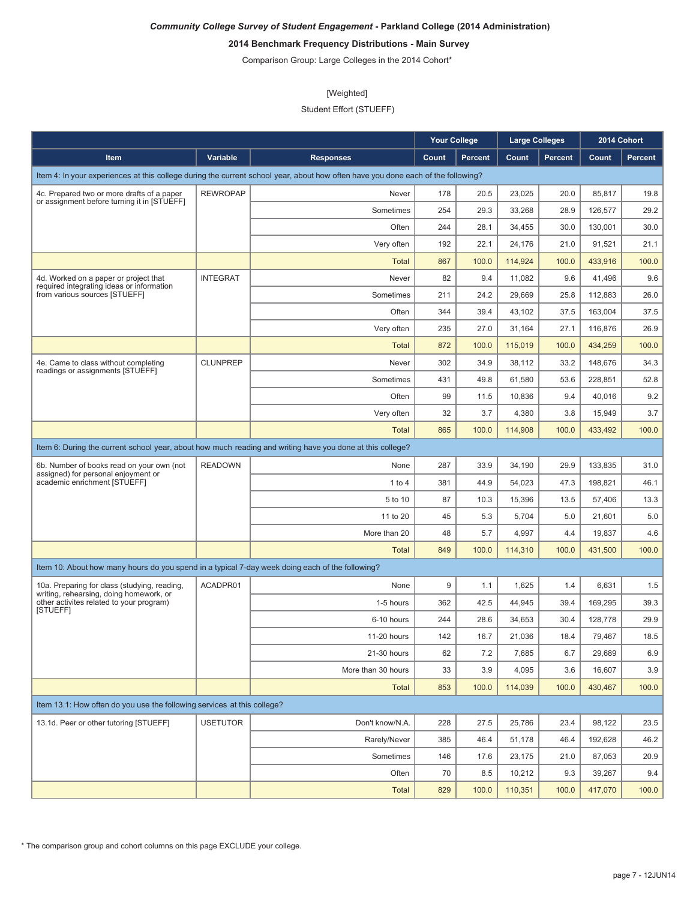***Community College Survey of Student Engagement* - Parkland College (2014 Administration)**

**2014 Benchmark Frequency Distributions - Main Survey**

Comparison Group: Large Colleges in the 2014 Cohort*

[Weighted]

Student Effort (STUEFF)

| | | | Your College | | Large Colleges | | 2014 Cohort | |
|---|---|---|---|---|---|---|---|---|
| **Item** | **Variable** | **Responses** | **Count** | **Percent** | **Count** | **Percent** | **Count** | **Percent** |
| Item 4: In your experiences at this college during the current school year, about how often have you done each of the following? | | | | | | | | |
| 4c. Prepared two or more drafts of a paper or assignment before turning it in [STUEFF] | REWROPAP | Never | 178 | 20.5 | 23,025 | 20.0 | 85,817 | 19.8 |
| | | Sometimes | 254 | 29.3 | 33,268 | 28.9 | 126,577 | 29.2 |
| | | Often | 244 | 28.1 | 34,455 | 30.0 | 130,001 | 30.0 |
| | | Very often | 192 | 22.1 | 24,176 | 21.0 | 91,521 | 21.1 |
| | | Total | 867 | 100.0 | 114,924 | 100.0 | 433,916 | 100.0 |
| 4d. Worked on a paper or project that required integrating ideas or information from various sources [STUEFF] | INTEGRAT | Never | 82 | 9.4 | 11,082 | 9.6 | 41,496 | 9.6 |
| | | Sometimes | 211 | 24.2 | 29,669 | 25.8 | 112,883 | 26.0 |
| | | Often | 344 | 39.4 | 43,102 | 37.5 | 163,004 | 37.5 |
| | | Very often | 235 | 27.0 | 31,164 | 27.1 | 116,876 | 26.9 |
| | | Total | 872 | 100.0 | 115,019 | 100.0 | 434,259 | 100.0 |
| 4e. Came to class without completing readings or assignments [STUEFF] | CLUNPREP | Never | 302 | 34.9 | 38,112 | 33.2 | 148,676 | 34.3 |
| | | Sometimes | 431 | 49.8 | 61,580 | 53.6 | 228,851 | 52.8 |
| | | Often | 99 | 11.5 | 10,836 | 9.4 | 40,016 | 9.2 |
| | | Very often | 32 | 3.7 | 4,380 | 3.8 | 15,949 | 3.7 |
| | | Total | 865 | 100.0 | 114,908 | 100.0 | 433,492 | 100.0 |
| Item 6: During the current school year, about how much reading and writing have you done at this college? | | | | | | | | |
| 6b. Number of books read on your own (not assigned) for personal enjoyment or academic enrichment [STUEFF] | READOWN | None | 287 | 33.9 | 34,190 | 29.9 | 133,835 | 31.0 |
| | | 1 to 4 | 381 | 44.9 | 54,023 | 47.3 | 198,821 | 46.1 |
| | | 5 to 10 | 87 | 10.3 | 15,396 | 13.5 | 57,406 | 13.3 |
| | | 11 to 20 | 45 | 5.3 | 5,704 | 5.0 | 21,601 | 5.0 |
| | | More than 20 | 48 | 5.7 | 4,997 | 4.4 | 19,837 | 4.6 |
| | | Total | 849 | 100.0 | 114,310 | 100.0 | 431,500 | 100.0 |
| Item 10: About how many hours do you spend in a typical 7-day week doing each of the following? | | | | | | | | |
| 10a. Preparing for class (studying, reading, writing, rehearsing, doing homework, or other activites related to your program) [STUEFF] | ACADPR01 | None | 9 | 1.1 | 1,625 | 1.4 | 6,631 | 1.5 |
| | | 1-5 hours | 362 | 42.5 | 44,945 | 39.4 | 169,295 | 39.3 |
| | | 6-10 hours | 244 | 28.6 | 34,653 | 30.4 | 128,778 | 29.9 |
| | | 11-20 hours | 142 | 16.7 | 21,036 | 18.4 | 79,467 | 18.5 |
| | | 21-30 hours | 62 | 7.2 | 7,685 | 6.7 | 29,689 | 6.9 |
| | | More than 30 hours | 33 | 3.9 | 4,095 | 3.6 | 16,607 | 3.9 |
| | | Total | 853 | 100.0 | 114,039 | 100.0 | 430,467 | 100.0 |
| Item 13.1: How often do you use the following services at this college? | | | | | | | | |
| 13.1d. Peer or other tutoring [STUEFF] | USETUTOR | Don't know/N.A. | 228 | 27.5 | 25,786 | 23.4 | 98,122 | 23.5 |
| | | Rarely/Never | 385 | 46.4 | 51,178 | 46.4 | 192,628 | 46.2 |
| | | Sometimes | 146 | 17.6 | 23,175 | 21.0 | 87,053 | 20.9 |
| | | Often | 70 | 8.5 | 10,212 | 9.3 | 39,267 | 9.4 |
| | | Total | 829 | 100.0 | 110,351 | 100.0 | 417,070 | 100.0 |

* The comparison group and cohort columns on this page EXCLUDE your college.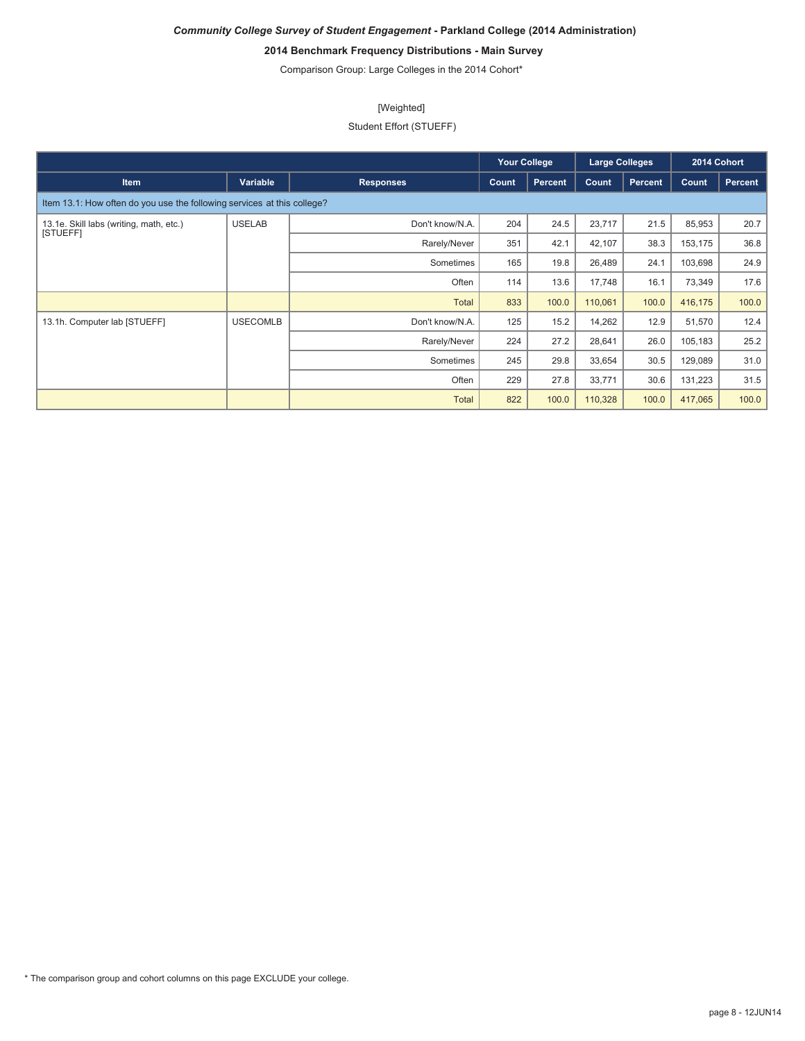*Community College Survey of Student Engagement* - **Parkland College (2014 Administration)**

**2014 Benchmark Frequency Distributions - Main Survey**

Comparison Group: Large Colleges in the 2014 Cohort*

[Weighted]

Student Effort (STUEFF)

| | | | Your College | | Large Colleges | | 2014 Cohort | |
|---|---|---|---|---|---|---|---|---|
| **Item** | **Variable** | **Responses** | **Count** | **Percent** | **Count** | **Percent** | **Count** | **Percent** |
| Item 13.1: How often do you use the following services at this college? | | | | | | | | |
| 13.1e. Skill labs (writing, math, etc.) [STUEFF] | USELAB | Don't know/N.A. | 204 | 24.5 | 23,717 | 21.5 | 85,953 | 20.7 |
| | | Rarely/Never | 351 | 42.1 | 42,107 | 38.3 | 153,175 | 36.8 |
| | | Sometimes | 165 | 19.8 | 26,489 | 24.1 | 103,698 | 24.9 |
| | | Often | 114 | 13.6 | 17,748 | 16.1 | 73,349 | 17.6 |
| | | Total | 833 | 100.0 | 110,061 | 100.0 | 416,175 | 100.0 |
| 13.1h. Computer lab [STUEFF] | USECOMLB | Don't know/N.A. | 125 | 15.2 | 14,262 | 12.9 | 51,570 | 12.4 |
| | | Rarely/Never | 224 | 27.2 | 28,641 | 26.0 | 105,183 | 25.2 |
| | | Sometimes | 245 | 29.8 | 33,654 | 30.5 | 129,089 | 31.0 |
| | | Often | 229 | 27.8 | 33,771 | 30.6 | 131,223 | 31.5 |
| | | Total | 822 | 100.0 | 110,328 | 100.0 | 417,065 | 100.0 |

* The comparison group and cohort columns on this page EXCLUDE your college.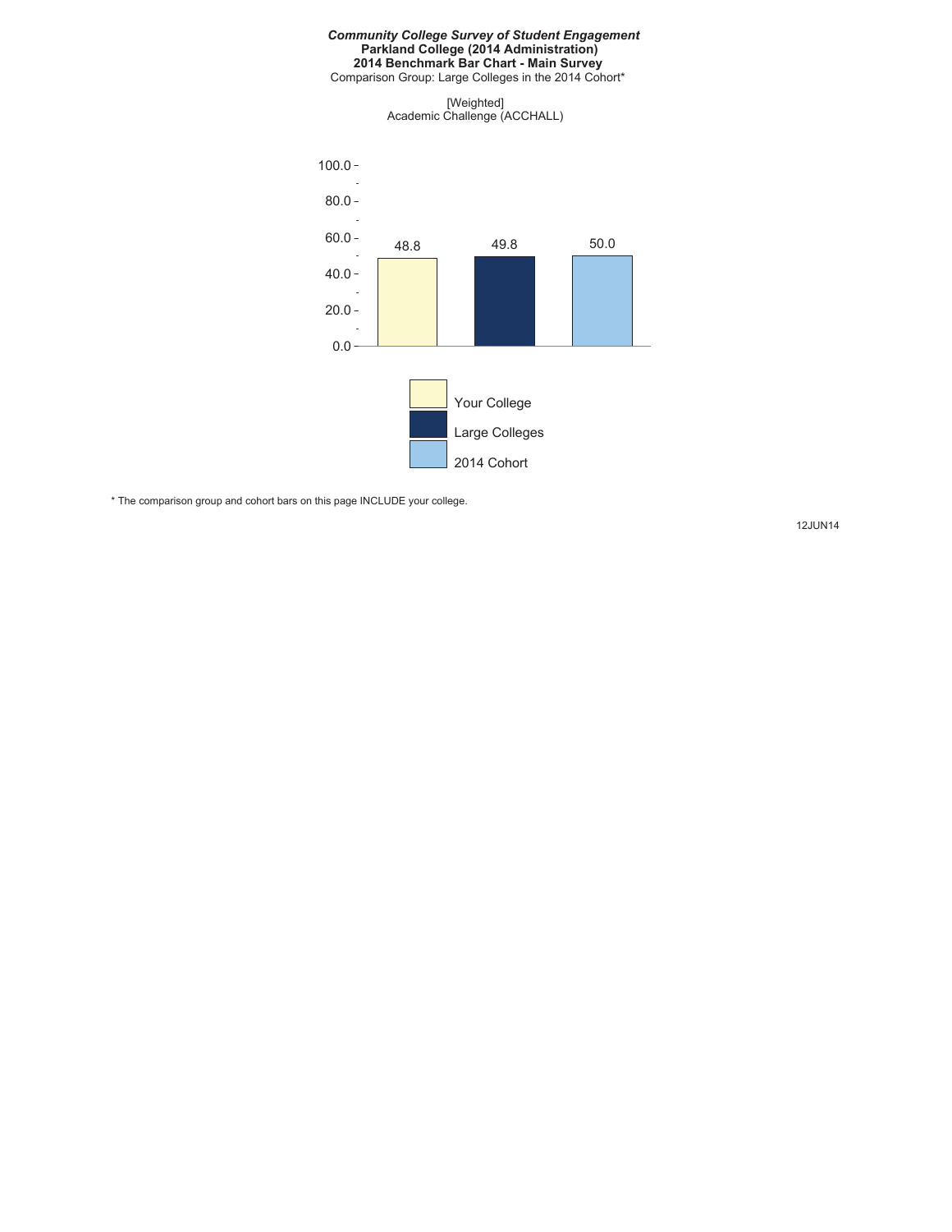***Community College Survey of Student Engagement***
**Parkland College (2014 Administration)**
**2014 Benchmark Bar Chart - Main Survey**
Comparison Group: Large Colleges in the 2014 Cohort*

[Weighted]
Academic Challenge (ACCHALL)

| Your College | Large Colleges | 2014 Cohort |
|---|---|---|
| 48.8 | 49.8 | 50.0 |

* The comparison group and cohort bars on this page INCLUDE your college.

12JUN14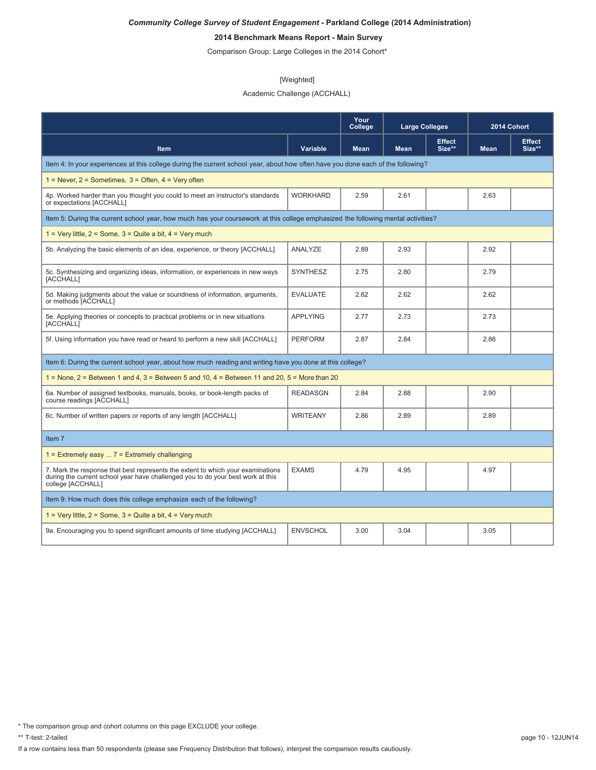***Community College Survey of Student Engagement* - Parkland College (2014 Administration)**

**2014 Benchmark Means Report - Main Survey**

Comparison Group: Large Colleges in the 2014 Cohort*

[Weighted]

Academic Challenge (ACCHALL)

| | | Your College | Large Colleges | | 2014 Cohort | |
|---|---|---|---|---|---|---|
| **Item** | **Variable** | **Mean** | **Mean** | **Effect Size**** | **Mean** | **Effect Size**** |
| Item 4: In your experiences at this college during the current school year, about how often have you done each of the following? | | | | | | |
| 1 = Never, 2 = Sometimes, 3 = Often, 4 = Very often | | | | | | |
| 4p. Worked harder than you thought you could to meet an instructor's standards or expectations [ACCHALL] | WORKHARD | 2.59 | 2.61 | | 2.63 | |
| Item 5: During the current school year, how much has your coursework at this college emphasized the following mental activities? | | | | | | |
| 1 = Very little, 2 = Some, 3 = Quite a bit, 4 = Very much | | | | | | |
| 5b. Analyzing the basic elements of an idea, experience, or theory [ACCHALL] | ANALYZE | 2.89 | 2.93 | | 2.92 | |
| 5c. Synthesizing and organizing ideas, information, or experiences in new ways [ACCHALL] | SYNTHESZ | 2.75 | 2.80 | | 2.79 | |
| 5d. Making judgments about the value or soundness of information, arguments, or methods [ACCHALL] | EVALUATE | 2.62 | 2.62 | | 2.62 | |
| 5e. Applying theories or concepts to practical problems or in new situations [ACCHALL] | APPLYING | 2.77 | 2.73 | | 2.73 | |
| 5f. Using information you have read or heard to perform a new skill [ACCHALL] | PERFORM | 2.87 | 2.84 | | 2.86 | |
| Item 6: During the current school year, about how much reading and writing have you done at this college? | | | | | | |
| 1 = None, 2 = Between 1 and 4, 3 = Between 5 and 10, 4 = Between 11 and 20, 5 = More than 20 | | | | | | |
| 6a. Number of assigned textbooks, manuals, books, or book-length packs of course readings [ACCHALL] | READASGN | 2.84 | 2.88 | | 2.90 | |
| 6c. Number of written papers or reports of any length [ACCHALL] | WRITEANY | 2.86 | 2.89 | | 2.89 | |
| Item 7 | | | | | | |
| 1 = Extremely easy ... 7 = Extremely challenging | | | | | | |
| 7. Mark the response that best represents the extent to which your examinations during the current school year have challenged you to do your best work at this college [ACCHALL] | EXAMS | 4.79 | 4.95 | | 4.97 | |
| Item 9: How much does this college emphasize each of the following? | | | | | | |
| 1 = Very little, 2 = Some, 3 = Quite a bit, 4 = Very much | | | | | | |
| 9a. Encouraging you to spend significant amounts of time studying [ACCHALL] | ENVSCHOL | 3.00 | 3.04 | | 3.05 | |

* The comparison group and cohort columns on this page EXCLUDE your college.

** T-test: 2-tailed

If a row contains less than 50 respondents (please see Frequency Distribution that follows), interpret the comparison results cautiously.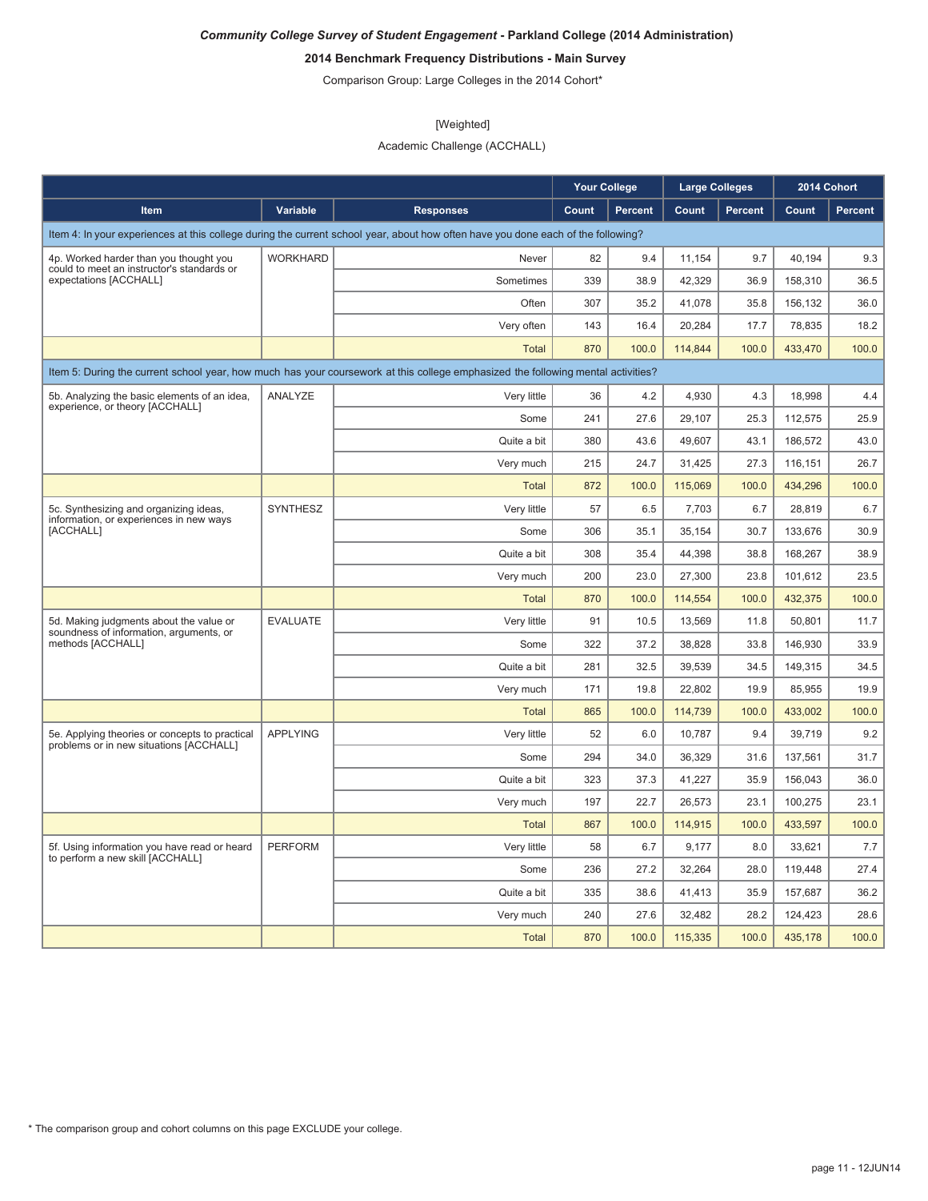***Community College Survey of Student Engagement* - Parkland College (2014 Administration)**

**2014 Benchmark Frequency Distributions - Main Survey**

Comparison Group: Large Colleges in the 2014 Cohort*

[Weighted]

Academic Challenge (ACCHALL)

| | | | Your College | | Large Colleges | | 2014 Cohort | |
|---|---|---|---|---|---|---|---|---|
| **Item** | **Variable** | **Responses** | **Count** | **Percent** | **Count** | **Percent** | **Count** | **Percent** |
| Item 4: In your experiences at this college during the current school year, about how often have you done each of the following? | | | | | | | | |
| 4p. Worked harder than you thought you could to meet an instructor's standards or expectations [ACCHALL] | WORKHARD | Never | 82 | 9.4 | 11,154 | 9.7 | 40,194 | 9.3 |
| | | Sometimes | 339 | 38.9 | 42,329 | 36.9 | 158,310 | 36.5 |
| | | Often | 307 | 35.2 | 41,078 | 35.8 | 156,132 | 36.0 |
| | | Very often | 143 | 16.4 | 20,284 | 17.7 | 78,835 | 18.2 |
| | | Total | 870 | 100.0 | 114,844 | 100.0 | 433,470 | 100.0 |
| Item 5: During the current school year, how much has your coursework at this college emphasized the following mental activities? | | | | | | | | |
| 5b. Analyzing the basic elements of an idea, experience, or theory [ACCHALL] | ANALYZE | Very little | 36 | 4.2 | 4,930 | 4.3 | 18,998 | 4.4 |
| | | Some | 241 | 27.6 | 29,107 | 25.3 | 112,575 | 25.9 |
| | | Quite a bit | 380 | 43.6 | 49,607 | 43.1 | 186,572 | 43.0 |
| | | Very much | 215 | 24.7 | 31,425 | 27.3 | 116,151 | 26.7 |
| | | Total | 872 | 100.0 | 115,069 | 100.0 | 434,296 | 100.0 |
| 5c. Synthesizing and organizing ideas, information, or experiences in new ways [ACCHALL] | SYNTHESZ | Very little | 57 | 6.5 | 7,703 | 6.7 | 28,819 | 6.7 |
| | | Some | 306 | 35.1 | 35,154 | 30.7 | 133,676 | 30.9 |
| | | Quite a bit | 308 | 35.4 | 44,398 | 38.8 | 168,267 | 38.9 |
| | | Very much | 200 | 23.0 | 27,300 | 23.8 | 101,612 | 23.5 |
| | | Total | 870 | 100.0 | 114,554 | 100.0 | 432,375 | 100.0 |
| 5d. Making judgments about the value or soundness of information, arguments, or methods [ACCHALL] | EVALUATE | Very little | 91 | 10.5 | 13,569 | 11.8 | 50,801 | 11.7 |
| | | Some | 322 | 37.2 | 38,828 | 33.8 | 146,930 | 33.9 |
| | | Quite a bit | 281 | 32.5 | 39,539 | 34.5 | 149,315 | 34.5 |
| | | Very much | 171 | 19.8 | 22,802 | 19.9 | 85,955 | 19.9 |
| | | Total | 865 | 100.0 | 114,739 | 100.0 | 433,002 | 100.0 |
| 5e. Applying theories or concepts to practical problems or in new situations [ACCHALL] | APPLYING | Very little | 52 | 6.0 | 10,787 | 9.4 | 39,719 | 9.2 |
| | | Some | 294 | 34.0 | 36,329 | 31.6 | 137,561 | 31.7 |
| | | Quite a bit | 323 | 37.3 | 41,227 | 35.9 | 156,043 | 36.0 |
| | | Very much | 197 | 22.7 | 26,573 | 23.1 | 100,275 | 23.1 |
| | | Total | 867 | 100.0 | 114,915 | 100.0 | 433,597 | 100.0 |
| 5f. Using information you have read or heard to perform a new skill [ACCHALL] | PERFORM | Very little | 58 | 6.7 | 9,177 | 8.0 | 33,621 | 7.7 |
| | | Some | 236 | 27.2 | 32,264 | 28.0 | 119,448 | 27.4 |
| | | Quite a bit | 335 | 38.6 | 41,413 | 35.9 | 157,687 | 36.2 |
| | | Very much | 240 | 27.6 | 32,482 | 28.2 | 124,423 | 28.6 |
| | | Total | 870 | 100.0 | 115,335 | 100.0 | 435,178 | 100.0 |

* The comparison group and cohort columns on this page EXCLUDE your college.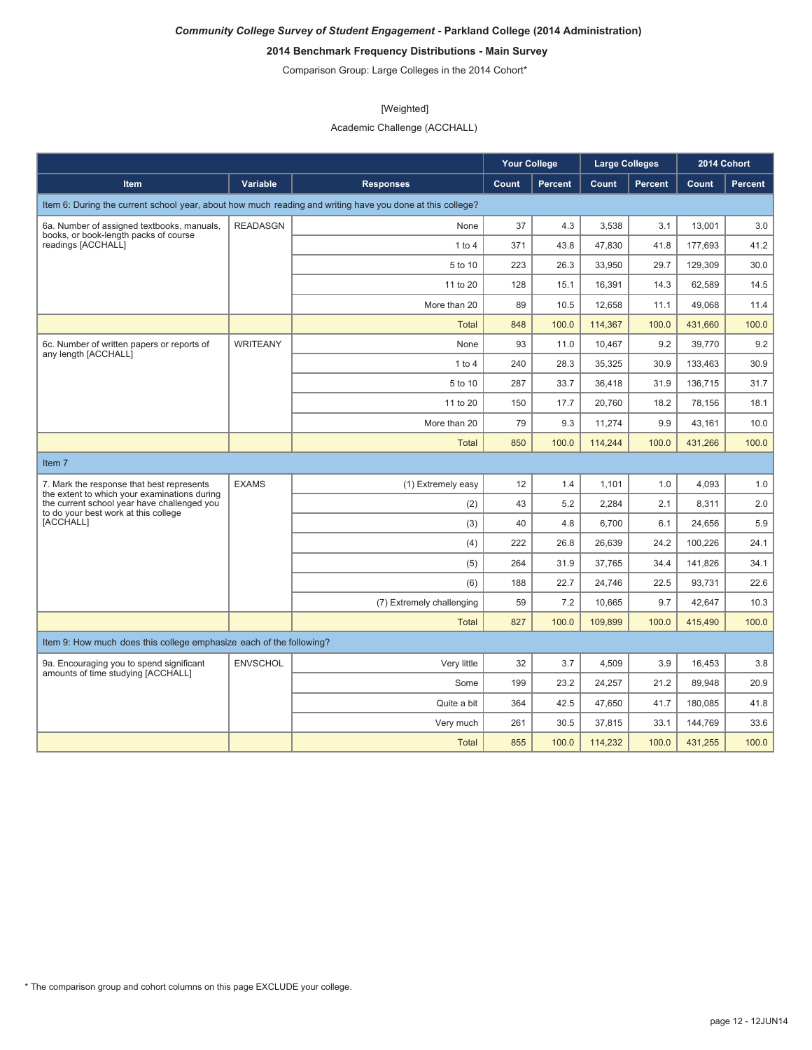***Community College Survey of Student Engagement* - Parkland College (2014 Administration)**

**2014 Benchmark Frequency Distributions - Main Survey**

Comparison Group: Large Colleges in the 2014 Cohort*

[Weighted]

Academic Challenge (ACCHALL)

| | | | Your College | | Large Colleges | | 2014 Cohort | |
|---|---|---|---|---|---|---|---|---|
| **Item** | **Variable** | **Responses** | **Count** | **Percent** | **Count** | **Percent** | **Count** | **Percent** |
| Item 6: During the current school year, about how much reading and writing have you done at this college? | | | | | | | | |
| 6a. Number of assigned textbooks, manuals, books, or book-length packs of course readings [ACCHALL] | READASGN | None | 37 | 4.3 | 3,538 | 3.1 | 13,001 | 3.0 |
| | | 1 to 4 | 371 | 43.8 | 47,830 | 41.8 | 177,693 | 41.2 |
| | | 5 to 10 | 223 | 26.3 | 33,950 | 29.7 | 129,309 | 30.0 |
| | | 11 to 20 | 128 | 15.1 | 16,391 | 14.3 | 62,589 | 14.5 |
| | | More than 20 | 89 | 10.5 | 12,658 | 11.1 | 49,068 | 11.4 |
| | | Total | 848 | 100.0 | 114,367 | 100.0 | 431,660 | 100.0 |
| 6c. Number of written papers or reports of any length [ACCHALL] | WRITEANY | None | 93 | 11.0 | 10,467 | 9.2 | 39,770 | 9.2 |
| | | 1 to 4 | 240 | 28.3 | 35,325 | 30.9 | 133,463 | 30.9 |
| | | 5 to 10 | 287 | 33.7 | 36,418 | 31.9 | 136,715 | 31.7 |
| | | 11 to 20 | 150 | 17.7 | 20,760 | 18.2 | 78,156 | 18.1 |
| | | More than 20 | 79 | 9.3 | 11,274 | 9.9 | 43,161 | 10.0 |
| | | Total | 850 | 100.0 | 114,244 | 100.0 | 431,266 | 100.0 |
| Item 7 | | | | | | | | |
| 7. Mark the response that best represents the extent to which your examinations during the current school year have challenged you to do your best work at this college [ACCHALL] | EXAMS | (1) Extremely easy | 12 | 1.4 | 1,101 | 1.0 | 4,093 | 1.0 |
| | | (2) | 43 | 5.2 | 2,284 | 2.1 | 8,311 | 2.0 |
| | | (3) | 40 | 4.8 | 6,700 | 6.1 | 24,656 | 5.9 |
| | | (4) | 222 | 26.8 | 26,639 | 24.2 | 100,226 | 24.1 |
| | | (5) | 264 | 31.9 | 37,765 | 34.4 | 141,826 | 34.1 |
| | | (6) | 188 | 22.7 | 24,746 | 22.5 | 93,731 | 22.6 |
| | | (7) Extremely challenging | 59 | 7.2 | 10,665 | 9.7 | 42,647 | 10.3 |
| | | Total | 827 | 100.0 | 109,899 | 100.0 | 415,490 | 100.0 |
| Item 9: How much does this college emphasize each of the following? | | | | | | | | |
| 9a. Encouraging you to spend significant amounts of time studying [ACCHALL] | ENVSCHOL | Very little | 32 | 3.7 | 4,509 | 3.9 | 16,453 | 3.8 |
| | | Some | 199 | 23.2 | 24,257 | 21.2 | 89,948 | 20.9 |
| | | Quite a bit | 364 | 42.5 | 47,650 | 41.7 | 180,085 | 41.8 |
| | | Very much | 261 | 30.5 | 37,815 | 33.1 | 144,769 | 33.6 |
| | | Total | 855 | 100.0 | 114,232 | 100.0 | 431,255 | 100.0 |

* The comparison group and cohort columns on this page EXCLUDE your college.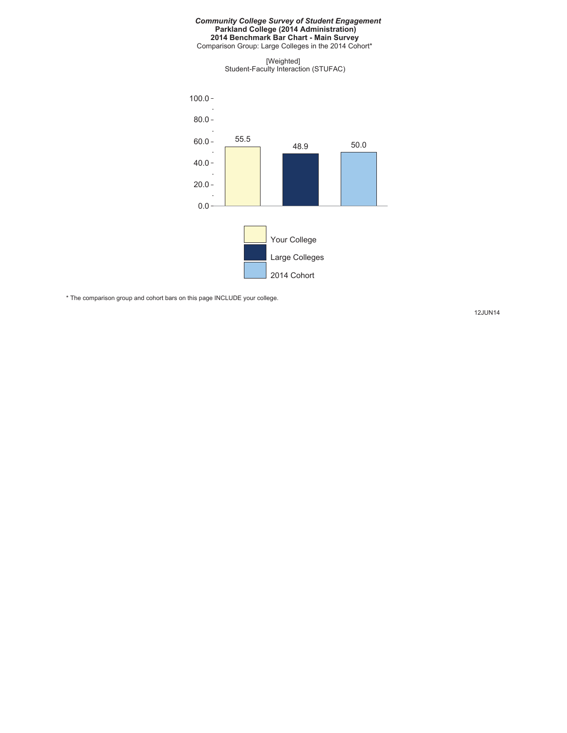***Community College Survey of Student Engagement***
**Parkland College (2014 Administration)**
**2014 Benchmark Bar Chart - Main Survey**
Comparison Group: Large Colleges in the 2014 Cohort*

[Weighted]
Student-Faculty Interaction (STUFAC)

| | Your College | Large Colleges | 2014 Cohort |
|---|---|---|---|
| Student-Faculty Interaction (STUFAC) | 55.5 | 48.9 | 50.0 |

* The comparison group and cohort bars on this page INCLUDE your college.

12JUN14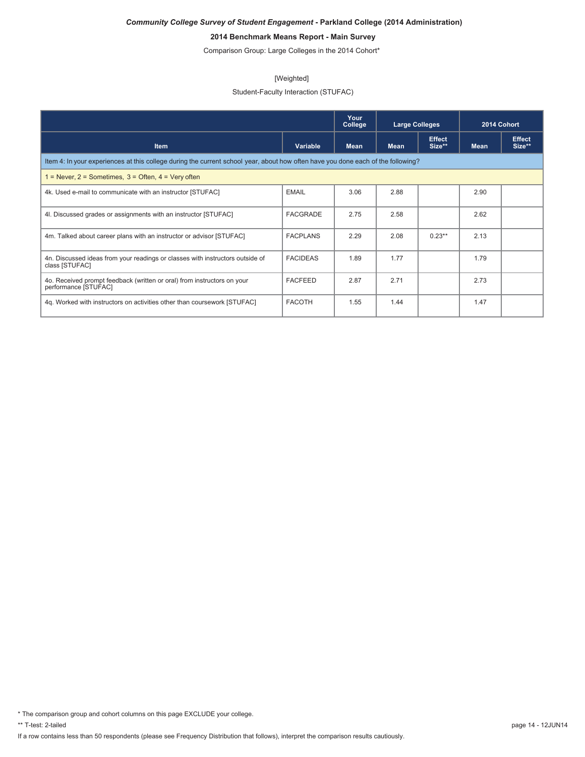***Community College Survey of Student Engagement* - Parkland College (2014 Administration)**

**2014 Benchmark Means Report - Main Survey**

Comparison Group: Large Colleges in the 2014 Cohort*

[Weighted]

Student-Faculty Interaction (STUFAC)

| | | Your College | Large Colleges | | 2014 Cohort | |
|---|---|---|---|---|---|---|
| **Item** | **Variable** | **Mean** | **Mean** | **Effect Size**** | **Mean** | **Effect Size**** |
| Item 4: In your experiences at this college during the current school year, about how often have you done each of the following? | | | | | | |
| 1 = Never, 2 = Sometimes, 3 = Often, 4 = Very often | | | | | | |
| 4k. Used e-mail to communicate with an instructor [STUFAC] | EMAIL | 3.06 | 2.88 | | 2.90 | |
| 4l. Discussed grades or assignments with an instructor [STUFAC] | FACGRADE | 2.75 | 2.58 | | 2.62 | |
| 4m. Talked about career plans with an instructor or advisor [STUFAC] | FACPLANS | 2.29 | 2.08 | 0.23** | 2.13 | |
| 4n. Discussed ideas from your readings or classes with instructors outside of class [STUFAC] | FACIDEAS | 1.89 | 1.77 | | 1.79 | |
| 4o. Received prompt feedback (written or oral) from instructors on your performance [STUFAC] | FACFEED | 2.87 | 2.71 | | 2.73 | |
| 4q. Worked with instructors on activities other than coursework [STUFAC] | FACOTH | 1.55 | 1.44 | | 1.47 | |

\* The comparison group and cohort columns on this page EXCLUDE your college.

** T-test: 2-tailed

If a row contains less than 50 respondents (please see Frequency Distribution that follows), interpret the comparison results cautiously.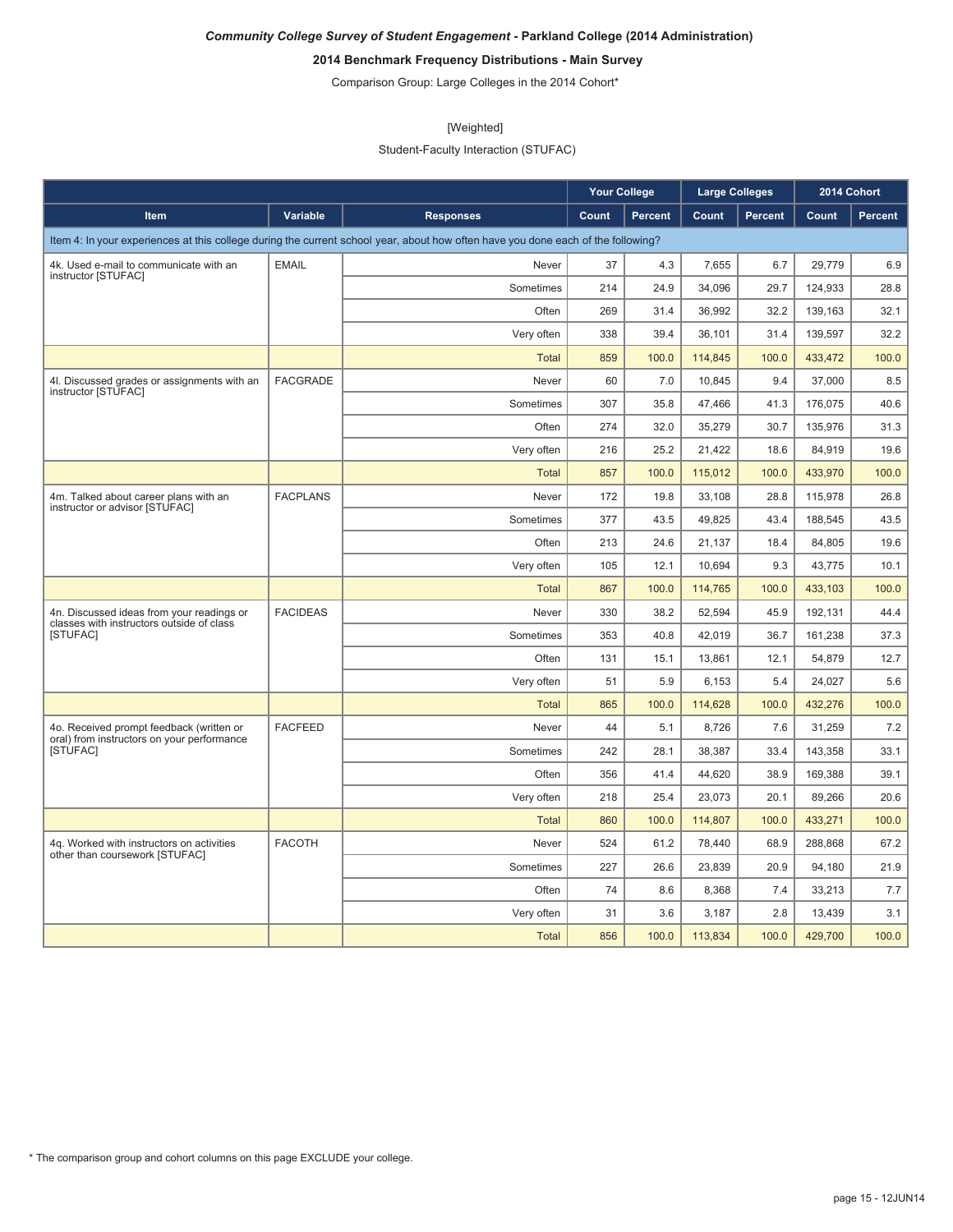***Community College Survey of Student Engagement* - Parkland College (2014 Administration)**

**2014 Benchmark Frequency Distributions - Main Survey**

Comparison Group: Large Colleges in the 2014 Cohort*

[Weighted]

Student-Faculty Interaction (STUFAC)

| | | | Your College | | Large Colleges | | 2014 Cohort | |
|---|---|---|---|---|---|---|---|---|
| **Item** | **Variable** | **Responses** | **Count** | **Percent** | **Count** | **Percent** | **Count** | **Percent** |
| Item 4: In your experiences at this college during the current school year, about how often have you done each of the following? | | | | | | | | |
| 4k. Used e-mail to communicate with an instructor [STUFAC] | EMAIL | Never | 37 | 4.3 | 7,655 | 6.7 | 29,779 | 6.9 |
| | | Sometimes | 214 | 24.9 | 34,096 | 29.7 | 124,933 | 28.8 |
| | | Often | 269 | 31.4 | 36,992 | 32.2 | 139,163 | 32.1 |
| | | Very often | 338 | 39.4 | 36,101 | 31.4 | 139,597 | 32.2 |
| | | Total | 859 | 100.0 | 114,845 | 100.0 | 433,472 | 100.0 |
| 4l. Discussed grades or assignments with an instructor [STUFAC] | FACGRADE | Never | 60 | 7.0 | 10,845 | 9.4 | 37,000 | 8.5 |
| | | Sometimes | 307 | 35.8 | 47,466 | 41.3 | 176,075 | 40.6 |
| | | Often | 274 | 32.0 | 35,279 | 30.7 | 135,976 | 31.3 |
| | | Very often | 216 | 25.2 | 21,422 | 18.6 | 84,919 | 19.6 |
| | | Total | 857 | 100.0 | 115,012 | 100.0 | 433,970 | 100.0 |
| 4m. Talked about career plans with an instructor or advisor [STUFAC] | FACPLANS | Never | 172 | 19.8 | 33,108 | 28.8 | 115,978 | 26.8 |
| | | Sometimes | 377 | 43.5 | 49,825 | 43.4 | 188,545 | 43.5 |
| | | Often | 213 | 24.6 | 21,137 | 18.4 | 84,805 | 19.6 |
| | | Very often | 105 | 12.1 | 10,694 | 9.3 | 43,775 | 10.1 |
| | | Total | 867 | 100.0 | 114,765 | 100.0 | 433,103 | 100.0 |
| 4n. Discussed ideas from your readings or classes with instructors outside of class [STUFAC] | FACIDEAS | Never | 330 | 38.2 | 52,594 | 45.9 | 192,131 | 44.4 |
| | | Sometimes | 353 | 40.8 | 42,019 | 36.7 | 161,238 | 37.3 |
| | | Often | 131 | 15.1 | 13,861 | 12.1 | 54,879 | 12.7 |
| | | Very often | 51 | 5.9 | 6,153 | 5.4 | 24,027 | 5.6 |
| | | Total | 865 | 100.0 | 114,628 | 100.0 | 432,276 | 100.0 |
| 4o. Received prompt feedback (written or oral) from instructors on your performance [STUFAC] | FACFEED | Never | 44 | 5.1 | 8,726 | 7.6 | 31,259 | 7.2 |
| | | Sometimes | 242 | 28.1 | 38,387 | 33.4 | 143,358 | 33.1 |
| | | Often | 356 | 41.4 | 44,620 | 38.9 | 169,388 | 39.1 |
| | | Very often | 218 | 25.4 | 23,073 | 20.1 | 89,266 | 20.6 |
| | | Total | 860 | 100.0 | 114,807 | 100.0 | 433,271 | 100.0 |
| 4q. Worked with instructors on activities other than coursework [STUFAC] | FACOTH | Never | 524 | 61.2 | 78,440 | 68.9 | 288,868 | 67.2 |
| | | Sometimes | 227 | 26.6 | 23,839 | 20.9 | 94,180 | 21.9 |
| | | Often | 74 | 8.6 | 8,368 | 7.4 | 33,213 | 7.7 |
| | | Very often | 31 | 3.6 | 3,187 | 2.8 | 13,439 | 3.1 |
| | | Total | 856 | 100.0 | 113,834 | 100.0 | 429,700 | 100.0 |

* The comparison group and cohort columns on this page EXCLUDE your college.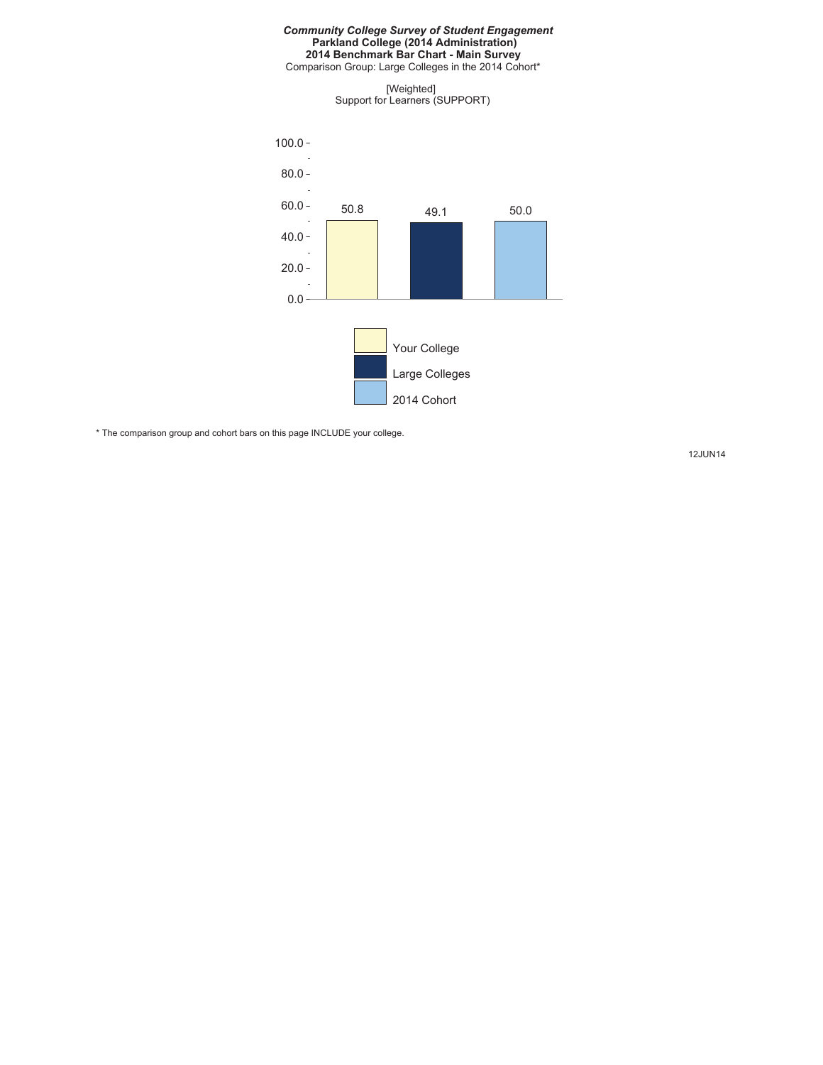***Community College Survey of Student Engagement***
**Parkland College (2014 Administration)**
**2014 Benchmark Bar Chart - Main Survey**
Comparison Group: Large Colleges in the 2014 Cohort*

[Weighted]
Support for Learners (SUPPORT)

| | Your College | Large Colleges | 2014 Cohort |
|---|---|---|---|
| Support for Learners (SUPPORT) | 50.8 | 49.1 | 50.0 |

* The comparison group and cohort bars on this page INCLUDE your college.

12JUN14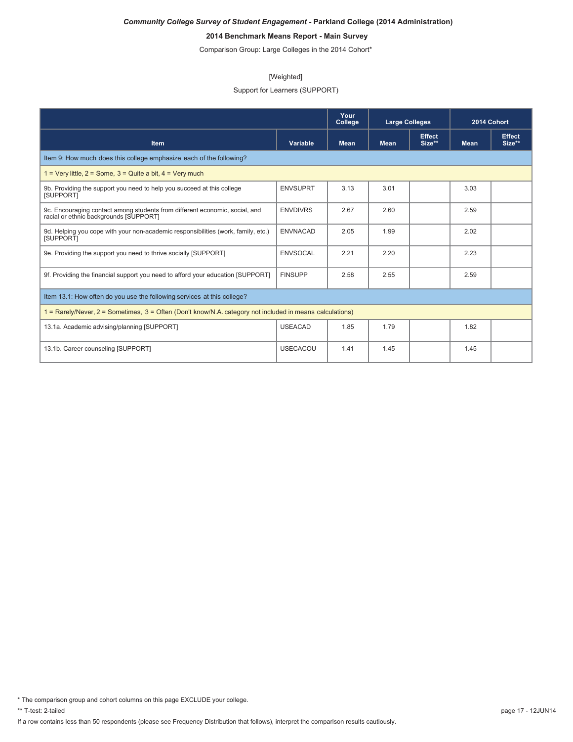***Community College Survey of Student Engagement* - Parkland College (2014 Administration)**

**2014 Benchmark Means Report - Main Survey**

Comparison Group: Large Colleges in the 2014 Cohort*

[Weighted]

Support for Learners (SUPPORT)

| | | Your College | Large Colleges | | 2014 Cohort | |
|---|---|---|---|---|---|---|
| **Item** | **Variable** | **Mean** | **Mean** | **Effect Size**** | **Mean** | **Effect Size**** |
| Item 9: How much does this college emphasize each of the following? | | | | | | |
| 1 = Very little, 2 = Some, 3 = Quite a bit, 4 = Very much | | | | | | |
| 9b. Providing the support you need to help you succeed at this college [SUPPORT] | ENVSUPRT | 3.13 | 3.01 | | 3.03 | |
| 9c. Encouraging contact among students from different economic, social, and racial or ethnic backgrounds [SUPPORT] | ENVDIVRS | 2.67 | 2.60 | | 2.59 | |
| 9d. Helping you cope with your non-academic responsibilities (work, family, etc.) [SUPPORT] | ENVNACAD | 2.05 | 1.99 | | 2.02 | |
| 9e. Providing the support you need to thrive socially [SUPPORT] | ENVSOCAL | 2.21 | 2.20 | | 2.23 | |
| 9f. Providing the financial support you need to afford your education [SUPPORT] | FINSUPP | 2.58 | 2.55 | | 2.59 | |
| Item 13.1: How often do you use the following services at this college? | | | | | | |
| 1 = Rarely/Never, 2 = Sometimes, 3 = Often (Don't know/N.A. category not included in means calculations) | | | | | | |
| 13.1a. Academic advising/planning [SUPPORT] | USEACAD | 1.85 | 1.79 | | 1.82 | |
| 13.1b. Career counseling [SUPPORT] | USECACOU | 1.41 | 1.45 | | 1.45 | |

* The comparison group and cohort columns on this page EXCLUDE your college.

** T-test: 2-tailed

If a row contains less than 50 respondents (please see Frequency Distribution that follows), interpret the comparison results cautiously.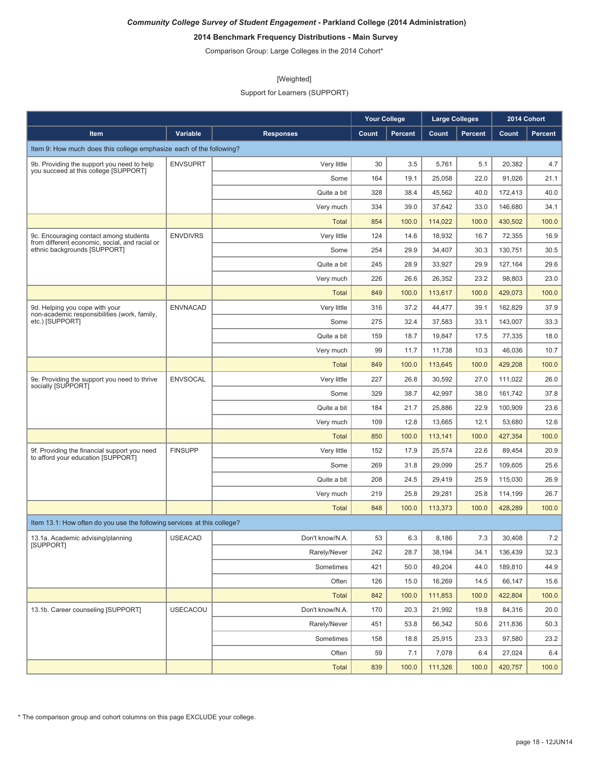***Community College Survey of Student Engagement*** **- Parkland College (2014 Administration)**

**2014 Benchmark Frequency Distributions - Main Survey**

Comparison Group: Large Colleges in the 2014 Cohort*

[Weighted]

Support for Learners (SUPPORT)

| | | | Your College | | Large Colleges | | 2014 Cohort | |
|---|---|---|---|---|---|---|---|---|
| **Item** | **Variable** | **Responses** | **Count** | **Percent** | **Count** | **Percent** | **Count** | **Percent** |
| Item 9: How much does this college emphasize each of the following? | | | | | | | | |
| 9b. Providing the support you need to help you succeed at this college [SUPPORT] | ENVSUPRT | Very little | 30 | 3.5 | 5,761 | 5.1 | 20,382 | 4.7 |
| | | Some | 164 | 19.1 | 25,058 | 22.0 | 91,026 | 21.1 |
| | | Quite a bit | 328 | 38.4 | 45,562 | 40.0 | 172,413 | 40.0 |
| | | Very much | 334 | 39.0 | 37,642 | 33.0 | 146,680 | 34.1 |
| | | Total | 854 | 100.0 | 114,022 | 100.0 | 430,502 | 100.0 |
| 9c. Encouraging contact among students from different economic, social, and racial or ethnic backgrounds [SUPPORT] | ENVDIVRS | Very little | 124 | 14.6 | 18,932 | 16.7 | 72,355 | 16.9 |
| | | Some | 254 | 29.9 | 34,407 | 30.3 | 130,751 | 30.5 |
| | | Quite a bit | 245 | 28.9 | 33,927 | 29.9 | 127,164 | 29.6 |
| | | Very much | 226 | 26.6 | 26,352 | 23.2 | 98,803 | 23.0 |
| | | Total | 849 | 100.0 | 113,617 | 100.0 | 429,073 | 100.0 |
| 9d. Helping you cope with your non-academic responsibilities (work, family, etc.) [SUPPORT] | ENVNACAD | Very little | 316 | 37.2 | 44,477 | 39.1 | 162,829 | 37.9 |
| | | Some | 275 | 32.4 | 37,583 | 33.1 | 143,007 | 33.3 |
| | | Quite a bit | 159 | 18.7 | 19,847 | 17.5 | 77,335 | 18.0 |
| | | Very much | 99 | 11.7 | 11,738 | 10.3 | 46,036 | 10.7 |
| | | Total | 849 | 100.0 | 113,645 | 100.0 | 429,208 | 100.0 |
| 9e. Providing the support you need to thrive socially [SUPPORT] | ENVSOCAL | Very little | 227 | 26.8 | 30,592 | 27.0 | 111,022 | 26.0 |
| | | Some | 329 | 38.7 | 42,997 | 38.0 | 161,742 | 37.8 |
| | | Quite a bit | 184 | 21.7 | 25,886 | 22.9 | 100,909 | 23.6 |
| | | Very much | 109 | 12.8 | 13,665 | 12.1 | 53,680 | 12.6 |
| | | Total | 850 | 100.0 | 113,141 | 100.0 | 427,354 | 100.0 |
| 9f. Providing the financial support you need to afford your education [SUPPORT] | FINSUPP | Very little | 152 | 17.9 | 25,574 | 22.6 | 89,454 | 20.9 |
| | | Some | 269 | 31.8 | 29,099 | 25.7 | 109,605 | 25.6 |
| | | Quite a bit | 208 | 24.5 | 29,419 | 25.9 | 115,030 | 26.9 |
| | | Very much | 219 | 25.8 | 29,281 | 25.8 | 114,199 | 26.7 |
| | | Total | 848 | 100.0 | 113,373 | 100.0 | 428,289 | 100.0 |
| Item 13.1: How often do you use the following services at this college? | | | | | | | | |
| 13.1a. Academic advising/planning [SUPPORT] | USEACAD | Don't know/N.A. | 53 | 6.3 | 8,186 | 7.3 | 30,408 | 7.2 |
| | | Rarely/Never | 242 | 28.7 | 38,194 | 34.1 | 136,439 | 32.3 |
| | | Sometimes | 421 | 50.0 | 49,204 | 44.0 | 189,810 | 44.9 |
| | | Often | 126 | 15.0 | 16,269 | 14.5 | 66,147 | 15.6 |
| | | Total | 842 | 100.0 | 111,853 | 100.0 | 422,804 | 100.0 |
| 13.1b. Career counseling [SUPPORT] | USECACOU | Don't know/N.A. | 170 | 20.3 | 21,992 | 19.8 | 84,316 | 20.0 |
| | | Rarely/Never | 451 | 53.8 | 56,342 | 50.6 | 211,836 | 50.3 |
| | | Sometimes | 158 | 18.8 | 25,915 | 23.3 | 97,580 | 23.2 |
| | | Often | 59 | 7.1 | 7,078 | 6.4 | 27,024 | 6.4 |
| | | Total | 839 | 100.0 | 111,326 | 100.0 | 420,757 | 100.0 |

* The comparison group and cohort columns on this page EXCLUDE your college.